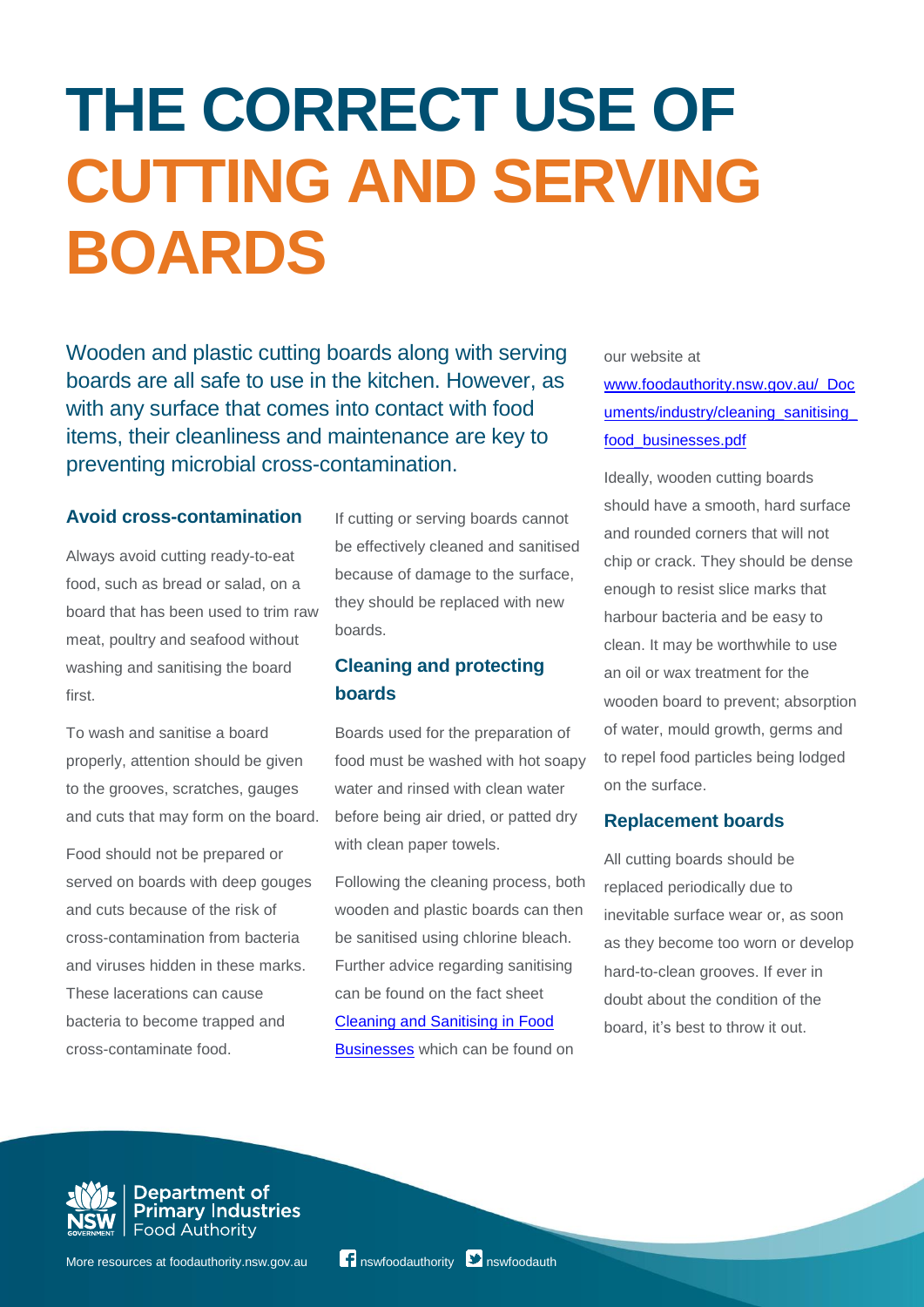# THE CORRECT USE OF CUTTING AND SERVING BOARDS

Wooden and plastic cutting boards along with serving boards are all safe to use in the kitchen. However, as with any surface that comes into contact with food items, their cleanliness and maintenance are key to preventing microbial cross-contamination.

## Avoid cross-contamination

Always avoid cutting ready-to-eat food, such as bread or salad, on a board that has been used to trim raw meat, poultry and seafood without washing and sanitising the board first.

To wash and sanitise a board properly, attention should be given to the grooves, scratches, gauges and cuts that may form on the board.

Food should not be prepared or served on boards with deep gouges and cuts because of the risk of cross-contamination from bacteria and viruses hidden in these marks. These lacerations can cause bacteria to become trapped and cross-contaminate food.

If cutting or serving boards cannot be effectively cleaned and sanitised because of damage to the surface, they should be replaced with new boards.

## Cleaning and protecting boards

Boards used for the preparation of food must be washed with hot soapy water and rinsed with clean water before being air dried, or patted dry with clean paper towels.

Following the cleaning process, both wooden and plastic boards can then be sanitised using chlorine bleach. Further advice regarding sanitising can be found on the fact sheet [Cleaning and Sanitising in Food Businesses](www.foodauthority.nsw.gov.au/_Documents/industry/cleaning_sanitising_food_businesses.pdf) which can be found on our website at [www.foodauthority.nsw.gov.au/_Documents/industry/cleaning_sanitising_food_businesses.pdf](www.foodauthority.nsw.gov.au/_Documents/industry/cleaning_sanitising_food_businesses.pdf)

Ideally, wooden cutting boards should have a smooth, hard surface and rounded corners that will not chip or crack. They should be dense enough to resist slice marks that harbour bacteria and be easy to clean. It may be worthwhile to use an oil or wax treatment for the wooden board to prevent; absorption of water, mould growth, germs and to repel food particles being lodged on the surface.

## Replacement boards

All cutting boards should be replaced periodically due to inevitable surface wear or, as soon as they become too worn or develop hard-to-clean grooves. If ever in doubt about the condition of the board, it's best to throw it out.

Department of Primary Industries
Food Authority

More resources at foodauthority.nsw.gov.au nswfoodauthority nswfoodauth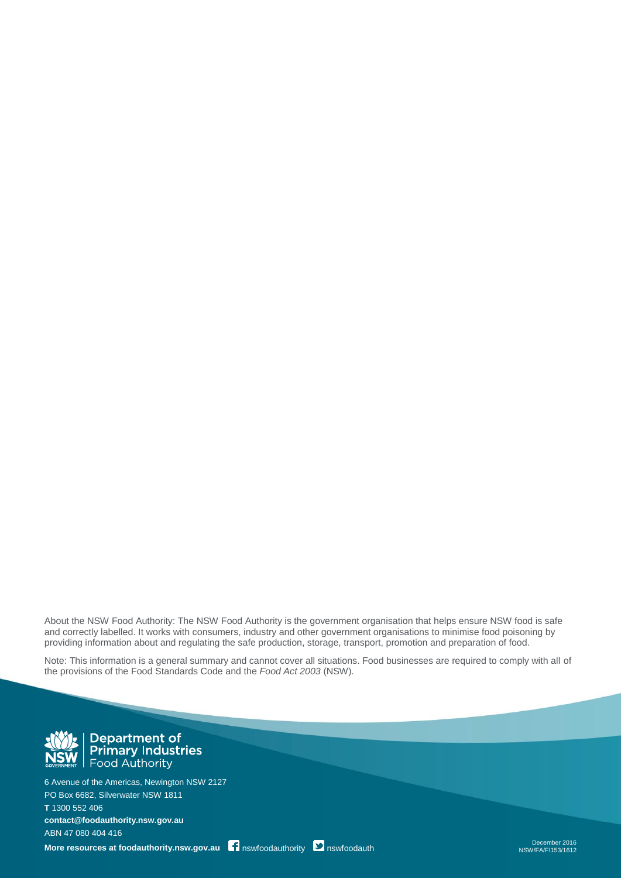About the NSW Food Authority: The NSW Food Authority is the government organisation that helps ensure NSW food is safe and correctly labelled. It works with consumers, industry and other government organisations to minimise food poisoning by providing information about and regulating the safe production, storage, transport, promotion and preparation of food.

Note: This information is a general summary and cannot cover all situations. Food businesses are required to comply with all of the provisions of the Food Standards Code and the *Food Act 2003* (NSW).

NSW GOVERNMENT | Department of Primary Industries Food Authority

6 Avenue of the Americas, Newington NSW 2127
PO Box 6682, Silverwater NSW 1811
**T** 1300 552 406
**contact@foodauthority.nsw.gov.au**
ABN 47 080 404 416

**More resources at foodauthority.nsw.gov.au** nswfoodauthority nswfoodauth

December 2016
NSW/FA/FI153/1612